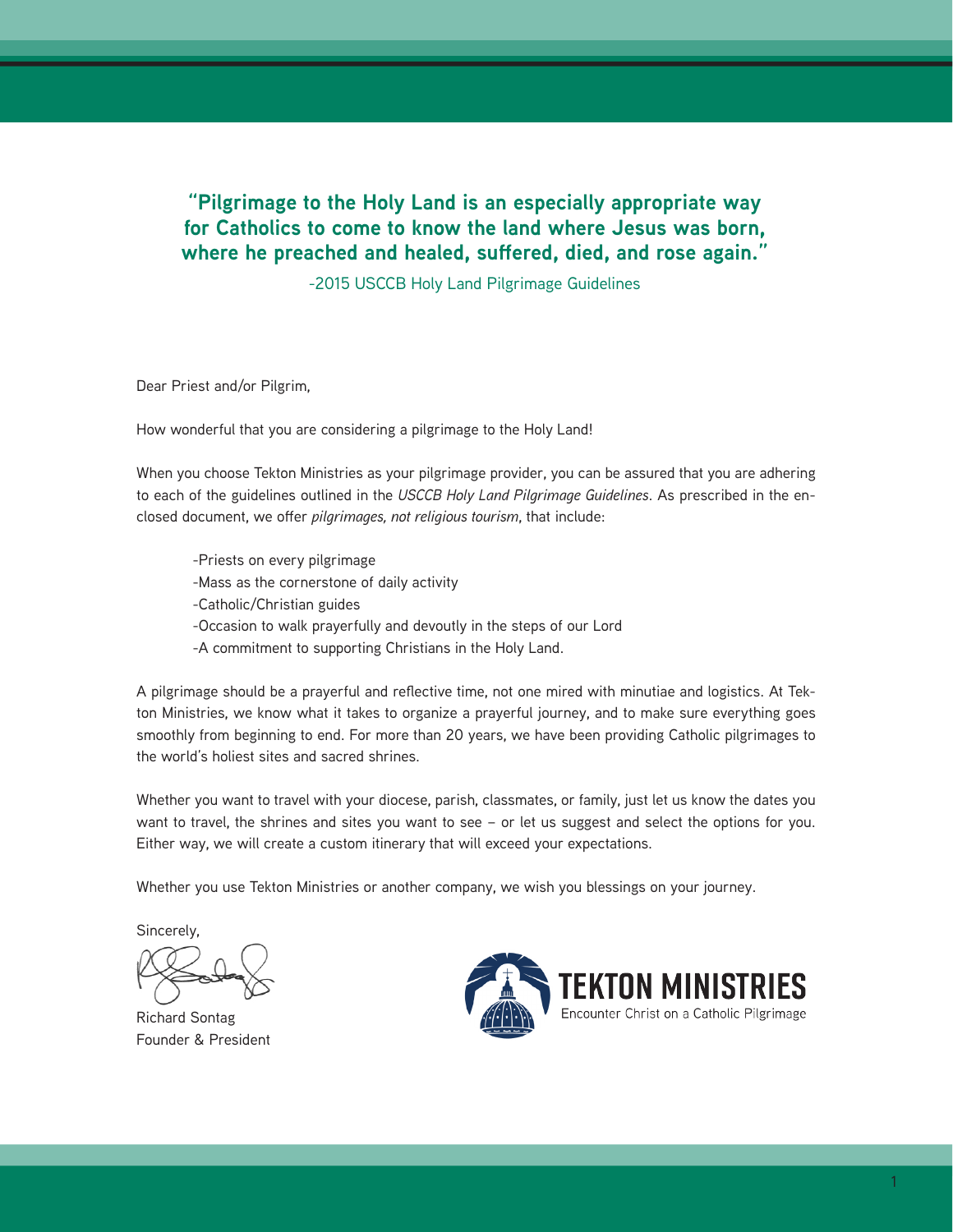**"Pilgrimage to the Holy Land is an especially appropriate way for Catholics to come to know the land where Jesus was born, where he preached and healed, suffered, died, and rose again."**

-2015 USCCB Holy Land Pilgrimage Guidelines

Dear Priest and/or Pilgrim,

How wonderful that you are considering a pilgrimage to the Holy Land!

When you choose Tekton Ministries as your pilgrimage provider, you can be assured that you are adhering to each of the guidelines outlined in the *USCCB Holy Land Pilgrimage Guidelines*. As prescribed in the enclosed document, we offer *pilgrimages, not religious tourism*, that include:

- Priests on every pilgrimage
- Mass as the cornerstone of daily activity
- Catholic/Christian guides
- Occasion to walk prayerfully and devoutly in the steps of our Lord
- A commitment to supporting Christians in the Holy Land.

A pilgrimage should be a prayerful and reflective time, not one mired with minutiae and logistics. At Tekton Ministries, we know what it takes to organize a prayerful journey, and to make sure everything goes smoothly from beginning to end. For more than 20 years, we have been providing Catholic pilgrimages to the world's holiest sites and sacred shrines.

Whether you want to travel with your diocese, parish, classmates, or family, just let us know the dates you want to travel, the shrines and sites you want to see – or let us suggest and select the options for you. Either way, we will create a custom itinerary that will exceed your expectations.

Whether you use Tekton Ministries or another company, we wish you blessings on your journey.

Sincerely,

Richard Sontag
Founder & President

**TEKTON MINISTRIES**
Encounter Christ on a Catholic Pilgrimage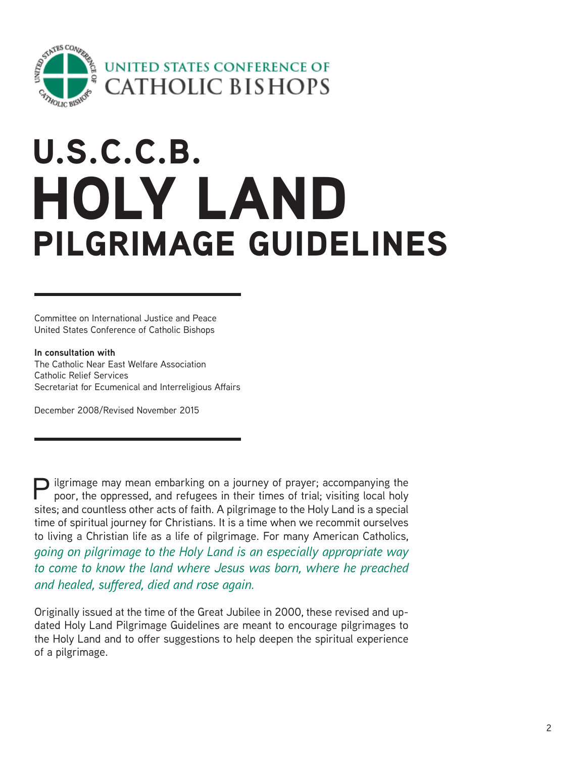UNITED STATES CONFERENCE OF CATHOLIC BISHOPS

# U.S.C.C.B. HOLY LAND PILGRIMAGE GUIDELINES

Committee on International Justice and Peace
United States Conference of Catholic Bishops

**In consultation with**
The Catholic Near East Welfare Association
Catholic Relief Services
Secretariat for Ecumenical and Interreligious Affairs

December 2008/Revised November 2015

Pilgrimage may mean embarking on a journey of prayer; accompanying the poor, the oppressed, and refugees in their times of trial; visiting local holy sites; and countless other acts of faith. A pilgrimage to the Holy Land is a special time of spiritual journey for Christians. It is a time when we recommit ourselves to living a Christian life as a life of pilgrimage. For many American Catholics, *going on pilgrimage to the Holy Land is an especially appropriate way to come to know the land where Jesus was born, where he preached and healed, suffered, died and rose again.*

Originally issued at the time of the Great Jubilee in 2000, these revised and updated Holy Land Pilgrimage Guidelines are meant to encourage pilgrimages to the Holy Land and to offer suggestions to help deepen the spiritual experience of a pilgrimage.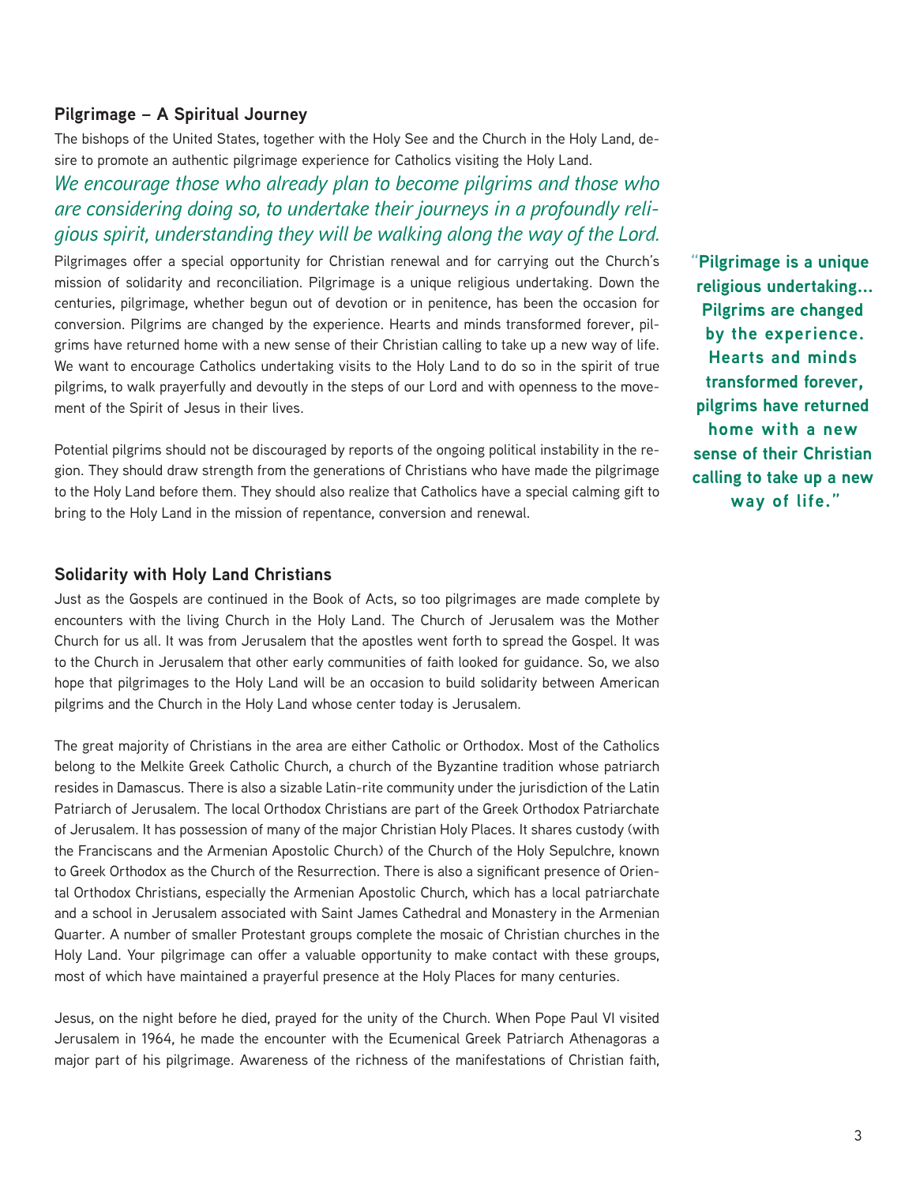## Pilgrimage – A Spiritual Journey

The bishops of the United States, together with the Holy See and the Church in the Holy Land, desire to promote an authentic pilgrimage experience for Catholics visiting the Holy Land.

*We encourage those who already plan to become pilgrims and those who are considering doing so, to undertake their journeys in a profoundly religious spirit, understanding they will be walking along the way of the Lord.*

Pilgrimages offer a special opportunity for Christian renewal and for carrying out the Church's mission of solidarity and reconciliation. Pilgrimage is a unique religious undertaking. Down the centuries, pilgrimage, whether begun out of devotion or in penitence, has been the occasion for conversion. Pilgrims are changed by the experience. Hearts and minds transformed forever, pilgrims have returned home with a new sense of their Christian calling to take up a new way of life. We want to encourage Catholics undertaking visits to the Holy Land to do so in the spirit of true pilgrims, to walk prayerfully and devoutly in the steps of our Lord and with openness to the movement of the Spirit of Jesus in their lives.

Potential pilgrims should not be discouraged by reports of the ongoing political instability in the region. They should draw strength from the generations of Christians who have made the pilgrimage to the Holy Land before them. They should also realize that Catholics have a special calming gift to bring to the Holy Land in the mission of repentance, conversion and renewal.

**"Pilgrimage is a unique religious undertaking... Pilgrims are changed by the experience. Hearts and minds transformed forever, pilgrims have returned home with a new sense of their Christian calling to take up a new way of life."**

## Solidarity with Holy Land Christians

Just as the Gospels are continued in the Book of Acts, so too pilgrimages are made complete by encounters with the living Church in the Holy Land. The Church of Jerusalem was the Mother Church for us all. It was from Jerusalem that the apostles went forth to spread the Gospel. It was to the Church in Jerusalem that other early communities of faith looked for guidance. So, we also hope that pilgrimages to the Holy Land will be an occasion to build solidarity between American pilgrims and the Church in the Holy Land whose center today is Jerusalem.

The great majority of Christians in the area are either Catholic or Orthodox. Most of the Catholics belong to the Melkite Greek Catholic Church, a church of the Byzantine tradition whose patriarch resides in Damascus. There is also a sizable Latin-rite community under the jurisdiction of the Latin Patriarch of Jerusalem. The local Orthodox Christians are part of the Greek Orthodox Patriarchate of Jerusalem. It has possession of many of the major Christian Holy Places. It shares custody (with the Franciscans and the Armenian Apostolic Church) of the Church of the Holy Sepulchre, known to Greek Orthodox as the Church of the Resurrection. There is also a significant presence of Oriental Orthodox Christians, especially the Armenian Apostolic Church, which has a local patriarchate and a school in Jerusalem associated with Saint James Cathedral and Monastery in the Armenian Quarter. A number of smaller Protestant groups complete the mosaic of Christian churches in the Holy Land. Your pilgrimage can offer a valuable opportunity to make contact with these groups, most of which have maintained a prayerful presence at the Holy Places for many centuries.

Jesus, on the night before he died, prayed for the unity of the Church. When Pope Paul VI visited Jerusalem in 1964, he made the encounter with the Ecumenical Greek Patriarch Athenagoras a major part of his pilgrimage. Awareness of the richness of the manifestations of Christian faith,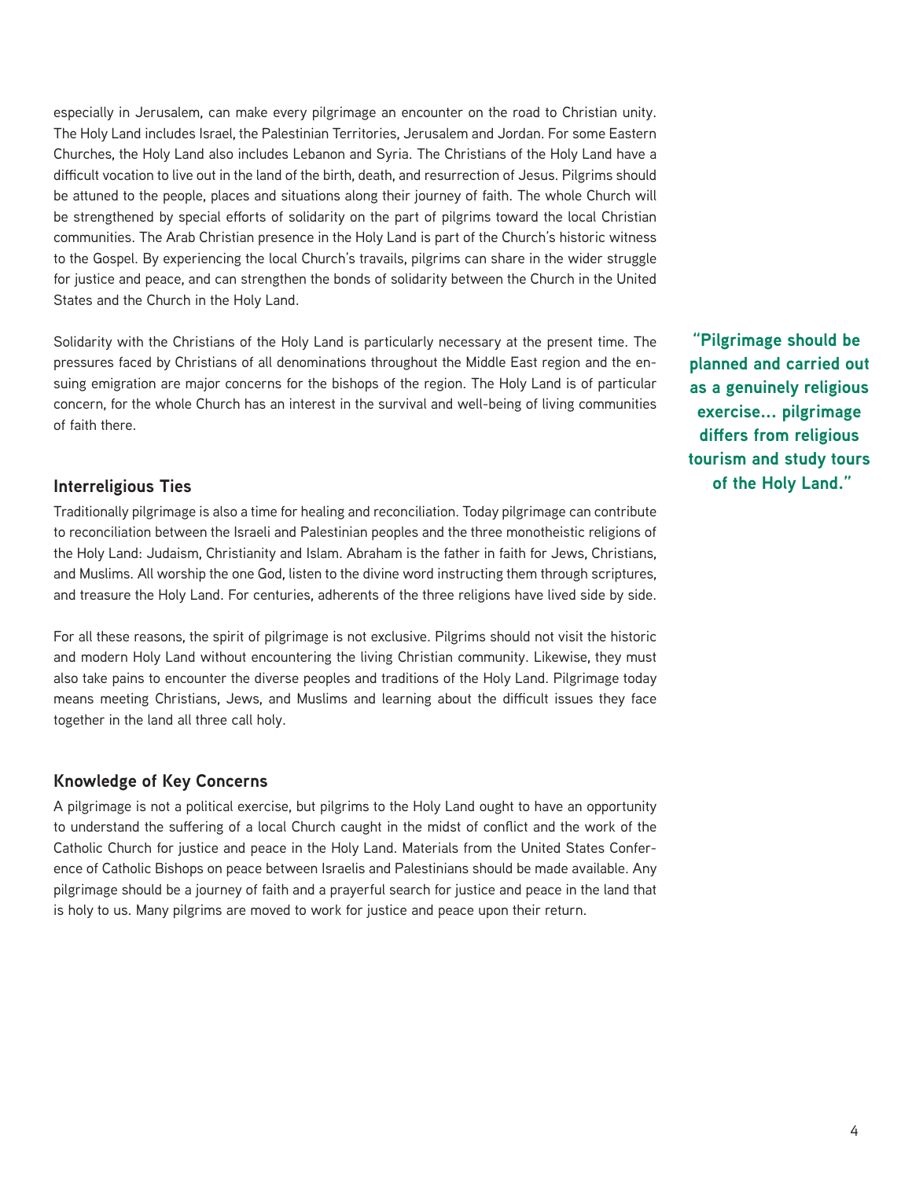especially in Jerusalem, can make every pilgrimage an encounter on the road to Christian unity. The Holy Land includes Israel, the Palestinian Territories, Jerusalem and Jordan. For some Eastern Churches, the Holy Land also includes Lebanon and Syria. The Christians of the Holy Land have a difficult vocation to live out in the land of the birth, death, and resurrection of Jesus. Pilgrims should be attuned to the people, places and situations along their journey of faith. The whole Church will be strengthened by special efforts of solidarity on the part of pilgrims toward the local Christian communities. The Arab Christian presence in the Holy Land is part of the Church's historic witness to the Gospel. By experiencing the local Church's travails, pilgrims can share in the wider struggle for justice and peace, and can strengthen the bonds of solidarity between the Church in the United States and the Church in the Holy Land.

Solidarity with the Christians of the Holy Land is particularly necessary at the present time. The pressures faced by Christians of all denominations throughout the Middle East region and the ensuing emigration are major concerns for the bishops of the region. The Holy Land is of particular concern, for the whole Church has an interest in the survival and well-being of living communities of faith there.

**"Pilgrimage should be planned and carried out as a genuinely religious exercise... pilgrimage differs from religious tourism and study tours of the Holy Land."**

## Interreligious Ties

Traditionally pilgrimage is also a time for healing and reconciliation. Today pilgrimage can contribute to reconciliation between the Israeli and Palestinian peoples and the three monotheistic religions of the Holy Land: Judaism, Christianity and Islam. Abraham is the father in faith for Jews, Christians, and Muslims. All worship the one God, listen to the divine word instructing them through scriptures, and treasure the Holy Land. For centuries, adherents of the three religions have lived side by side.

For all these reasons, the spirit of pilgrimage is not exclusive. Pilgrims should not visit the historic and modern Holy Land without encountering the living Christian community. Likewise, they must also take pains to encounter the diverse peoples and traditions of the Holy Land. Pilgrimage today means meeting Christians, Jews, and Muslims and learning about the difficult issues they face together in the land all three call holy.

## Knowledge of Key Concerns

A pilgrimage is not a political exercise, but pilgrims to the Holy Land ought to have an opportunity to understand the suffering of a local Church caught in the midst of conflict and the work of the Catholic Church for justice and peace in the Holy Land. Materials from the United States Conference of Catholic Bishops on peace between Israelis and Palestinians should be made available. Any pilgrimage should be a journey of faith and a prayerful search for justice and peace in the land that is holy to us. Many pilgrims are moved to work for justice and peace upon their return.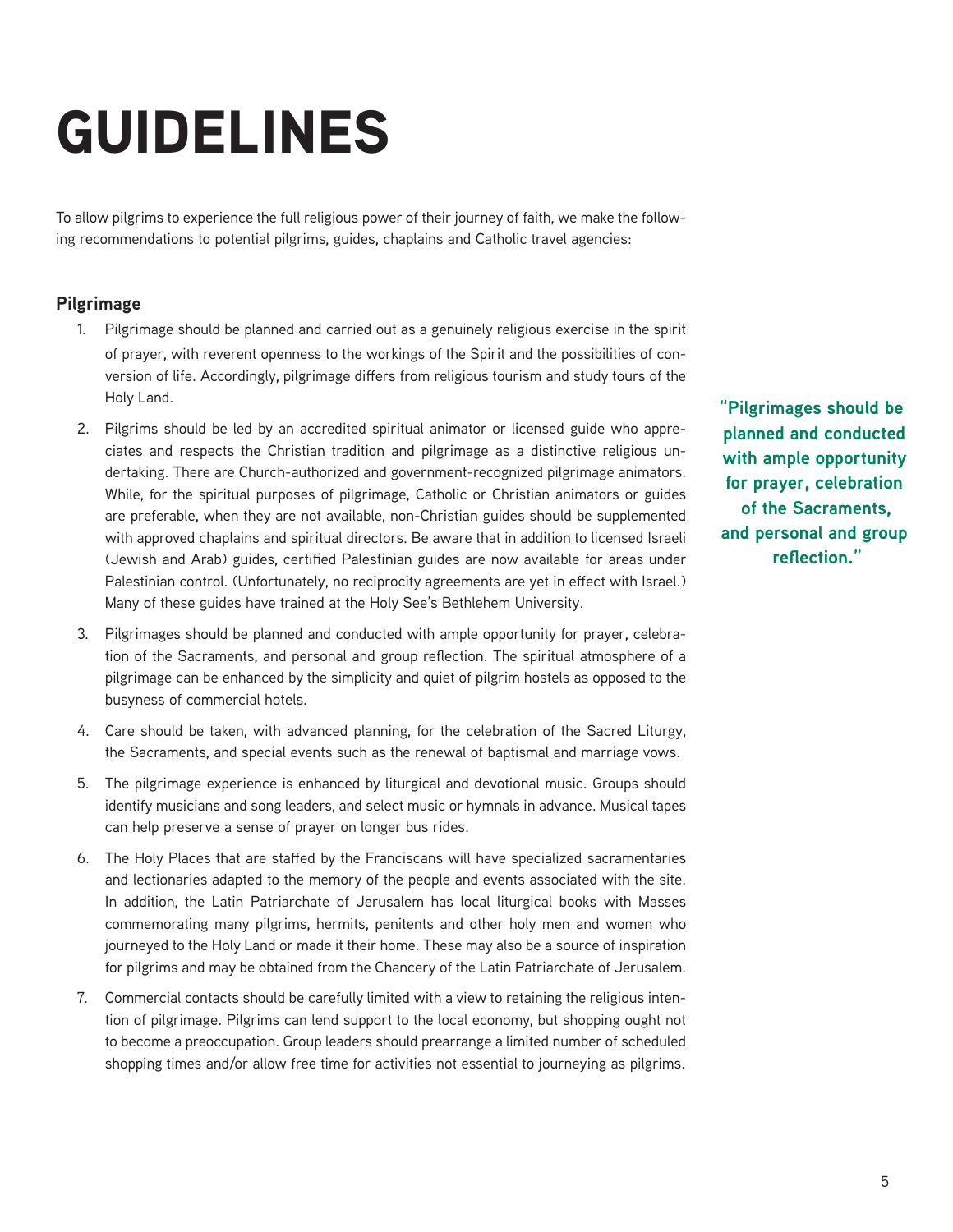# GUIDELINES

To allow pilgrims to experience the full religious power of their journey of faith, we make the following recommendations to potential pilgrims, guides, chaplains and Catholic travel agencies:

## Pilgrimage

1. Pilgrimage should be planned and carried out as a genuinely religious exercise in the spirit of prayer, with reverent openness to the workings of the Spirit and the possibilities of conversion of life. Accordingly, pilgrimage differs from religious tourism and study tours of the Holy Land.

2. Pilgrims should be led by an accredited spiritual animator or licensed guide who appreciates and respects the Christian tradition and pilgrimage as a distinctive religious undertaking. There are Church-authorized and government-recognized pilgrimage animators. While, for the spiritual purposes of pilgrimage, Catholic or Christian animators or guides are preferable, when they are not available, non-Christian guides should be supplemented with approved chaplains and spiritual directors. Be aware that in addition to licensed Israeli (Jewish and Arab) guides, certified Palestinian guides are now available for areas under Palestinian control. (Unfortunately, no reciprocity agreements are yet in effect with Israel.) Many of these guides have trained at the Holy See's Bethlehem University.

3. Pilgrimages should be planned and conducted with ample opportunity for prayer, celebration of the Sacraments, and personal and group reflection. The spiritual atmosphere of a pilgrimage can be enhanced by the simplicity and quiet of pilgrim hostels as opposed to the busyness of commercial hotels.

4. Care should be taken, with advanced planning, for the celebration of the Sacred Liturgy, the Sacraments, and special events such as the renewal of baptismal and marriage vows.

5. The pilgrimage experience is enhanced by liturgical and devotional music. Groups should identify musicians and song leaders, and select music or hymnals in advance. Musical tapes can help preserve a sense of prayer on longer bus rides.

6. The Holy Places that are staffed by the Franciscans will have specialized sacramentaries and lectionaries adapted to the memory of the people and events associated with the site. In addition, the Latin Patriarchate of Jerusalem has local liturgical books with Masses commemorating many pilgrims, hermits, penitents and other holy men and women who journeyed to the Holy Land or made it their home. These may also be a source of inspiration for pilgrims and may be obtained from the Chancery of the Latin Patriarchate of Jerusalem.

7. Commercial contacts should be carefully limited with a view to retaining the religious intention of pilgrimage. Pilgrims can lend support to the local economy, but shopping ought not to become a preoccupation. Group leaders should prearrange a limited number of scheduled shopping times and/or allow free time for activities not essential to journeying as pilgrims.

**"Pilgrimages should be planned and conducted with ample opportunity for prayer, celebration of the Sacraments, and personal and group reflection."**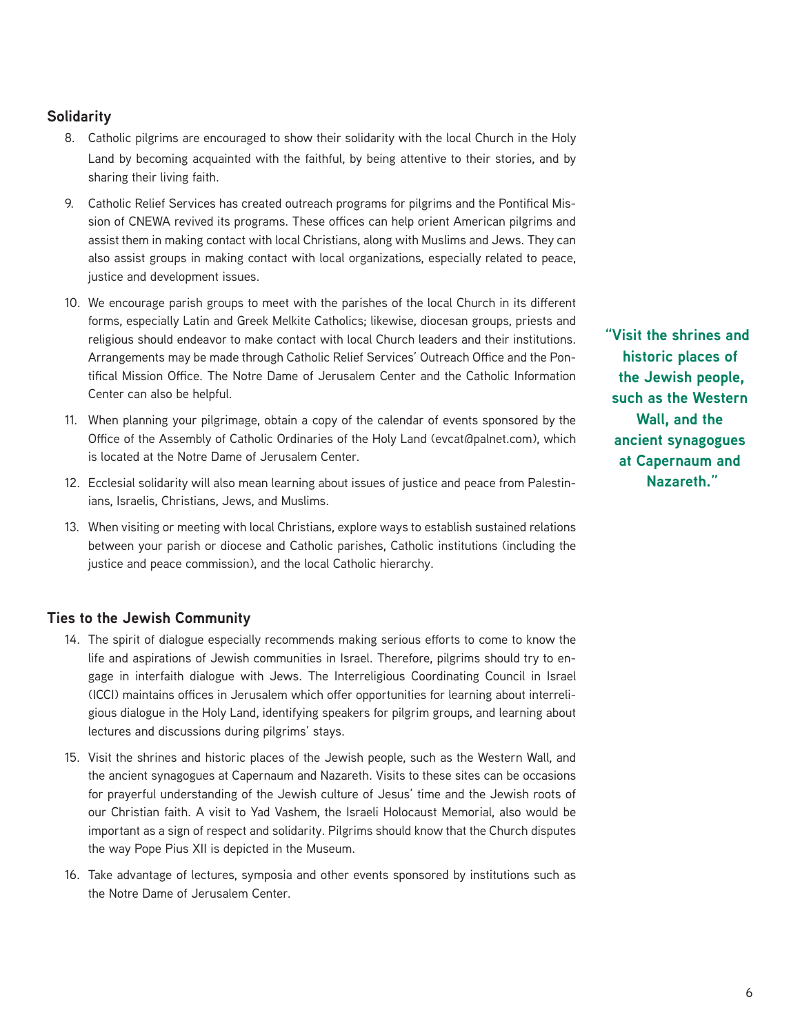## Solidarity

8. Catholic pilgrims are encouraged to show their solidarity with the local Church in the Holy Land by becoming acquainted with the faithful, by being attentive to their stories, and by sharing their living faith.

9. Catholic Relief Services has created outreach programs for pilgrims and the Pontifical Mission of CNEWA revived its programs. These offices can help orient American pilgrims and assist them in making contact with local Christians, along with Muslims and Jews. They can also assist groups in making contact with local organizations, especially related to peace, justice and development issues.

10. We encourage parish groups to meet with the parishes of the local Church in its different forms, especially Latin and Greek Melkite Catholics; likewise, diocesan groups, priests and religious should endeavor to make contact with local Church leaders and their institutions. Arrangements may be made through Catholic Relief Services' Outreach Office and the Pontifical Mission Office. The Notre Dame of Jerusalem Center and the Catholic Information Center can also be helpful.

11. When planning your pilgrimage, obtain a copy of the calendar of events sponsored by the Office of the Assembly of Catholic Ordinaries of the Holy Land (evcat@palnet.com), which is located at the Notre Dame of Jerusalem Center.

12. Ecclesial solidarity will also mean learning about issues of justice and peace from Palestinians, Israelis, Christians, Jews, and Muslims.

13. When visiting or meeting with local Christians, explore ways to establish sustained relations between your parish or diocese and Catholic parishes, Catholic institutions (including the justice and peace commission), and the local Catholic hierarchy.

**"Visit the shrines and historic places of the Jewish people, such as the Western Wall, and the ancient synagogues at Capernaum and Nazareth."**

## Ties to the Jewish Community

14. The spirit of dialogue especially recommends making serious efforts to come to know the life and aspirations of Jewish communities in Israel. Therefore, pilgrims should try to engage in interfaith dialogue with Jews. The Interreligious Coordinating Council in Israel (ICCI) maintains offices in Jerusalem which offer opportunities for learning about interreligious dialogue in the Holy Land, identifying speakers for pilgrim groups, and learning about lectures and discussions during pilgrims' stays.

15. Visit the shrines and historic places of the Jewish people, such as the Western Wall, and the ancient synagogues at Capernaum and Nazareth. Visits to these sites can be occasions for prayerful understanding of the Jewish culture of Jesus' time and the Jewish roots of our Christian faith. A visit to Yad Vashem, the Israeli Holocaust Memorial, also would be important as a sign of respect and solidarity. Pilgrims should know that the Church disputes the way Pope Pius XII is depicted in the Museum.

16. Take advantage of lectures, symposia and other events sponsored by institutions such as the Notre Dame of Jerusalem Center.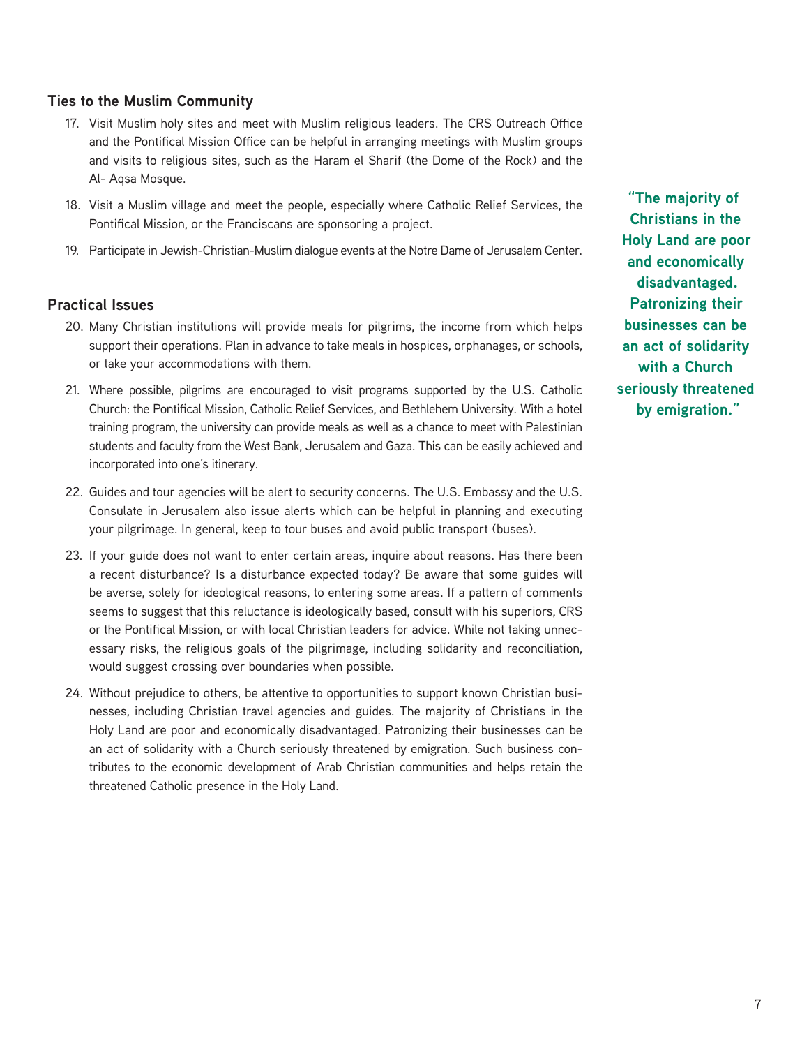### Ties to the Muslim Community

17. Visit Muslim holy sites and meet with Muslim religious leaders. The CRS Outreach Office and the Pontifical Mission Office can be helpful in arranging meetings with Muslim groups and visits to religious sites, such as the Haram el Sharif (the Dome of the Rock) and the Al- Aqsa Mosque.
18. Visit a Muslim village and meet the people, especially where Catholic Relief Services, the Pontifical Mission, or the Franciscans are sponsoring a project.
19. Participate in Jewish-Christian-Muslim dialogue events at the Notre Dame of Jerusalem Center.

### Practical Issues

20. Many Christian institutions will provide meals for pilgrims, the income from which helps support their operations. Plan in advance to take meals in hospices, orphanages, or schools, or take your accommodations with them.
21. Where possible, pilgrims are encouraged to visit programs supported by the U.S. Catholic Church: the Pontifical Mission, Catholic Relief Services, and Bethlehem University. With a hotel training program, the university can provide meals as well as a chance to meet with Palestinian students and faculty from the West Bank, Jerusalem and Gaza. This can be easily achieved and incorporated into one's itinerary.
22. Guides and tour agencies will be alert to security concerns. The U.S. Embassy and the U.S. Consulate in Jerusalem also issue alerts which can be helpful in planning and executing your pilgrimage. In general, keep to tour buses and avoid public transport (buses).
23. If your guide does not want to enter certain areas, inquire about reasons. Has there been a recent disturbance? Is a disturbance expected today? Be aware that some guides will be averse, solely for ideological reasons, to entering some areas. If a pattern of comments seems to suggest that this reluctance is ideologically based, consult with his superiors, CRS or the Pontifical Mission, or with local Christian leaders for advice. While not taking unnecessary risks, the religious goals of the pilgrimage, including solidarity and reconciliation, would suggest crossing over boundaries when possible.
24. Without prejudice to others, be attentive to opportunities to support known Christian businesses, including Christian travel agencies and guides. The majority of Christians in the Holy Land are poor and economically disadvantaged. Patronizing their businesses can be an act of solidarity with a Church seriously threatened by emigration. Such business contributes to the economic development of Arab Christian communities and helps retain the threatened Catholic presence in the Holy Land.

**"The majority of Christians in the Holy Land are poor and economically disadvantaged. Patronizing their businesses can be an act of solidarity with a Church seriously threatened by emigration."**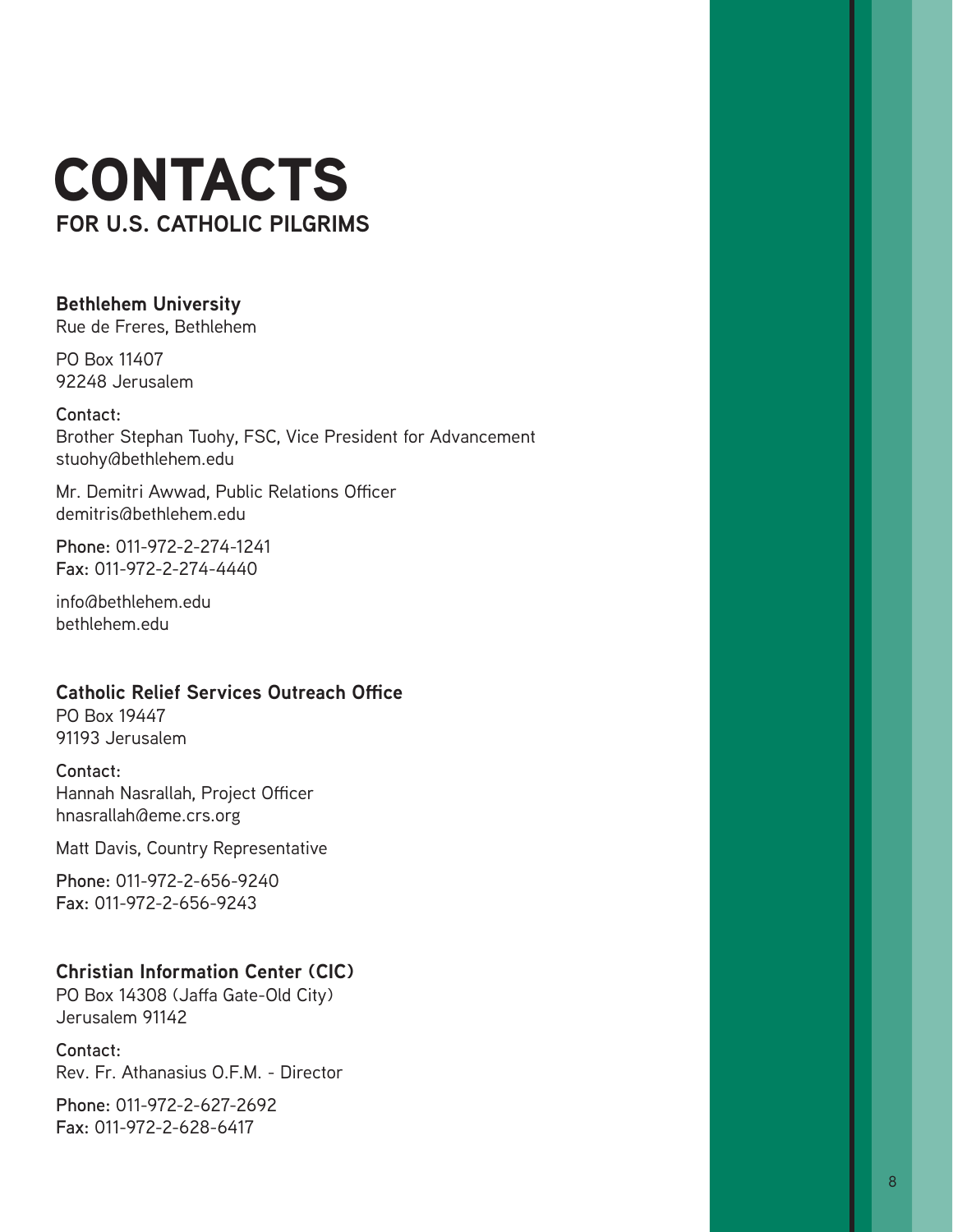# CONTACTS

## FOR U.S. CATHOLIC PILGRIMS

### Bethlehem University

Rue de Freres, Bethlehem

PO Box 11407
92248 Jerusalem

**Contact:**
Brother Stephan Tuohy, FSC, Vice President for Advancement
stuohy@bethlehem.edu

Mr. Demitri Awwad, Public Relations Officer
demitris@bethlehem.edu

**Phone:** 011-972-2-274-1241
**Fax:** 011-972-2-274-4440

info@bethlehem.edu
bethlehem.edu

### Catholic Relief Services Outreach Office

PO Box 19447
91193 Jerusalem

**Contact:**
Hannah Nasrallah, Project Officer
hnasrallah@eme.crs.org

Matt Davis, Country Representative

**Phone:** 011-972-2-656-9240
**Fax:** 011-972-2-656-9243

### Christian Information Center (CIC)

PO Box 14308 (Jaffa Gate-Old City)
Jerusalem 91142

**Contact:**
Rev. Fr. Athanasius O.F.M. - Director

**Phone:** 011-972-2-627-2692
**Fax:** 011-972-2-628-6417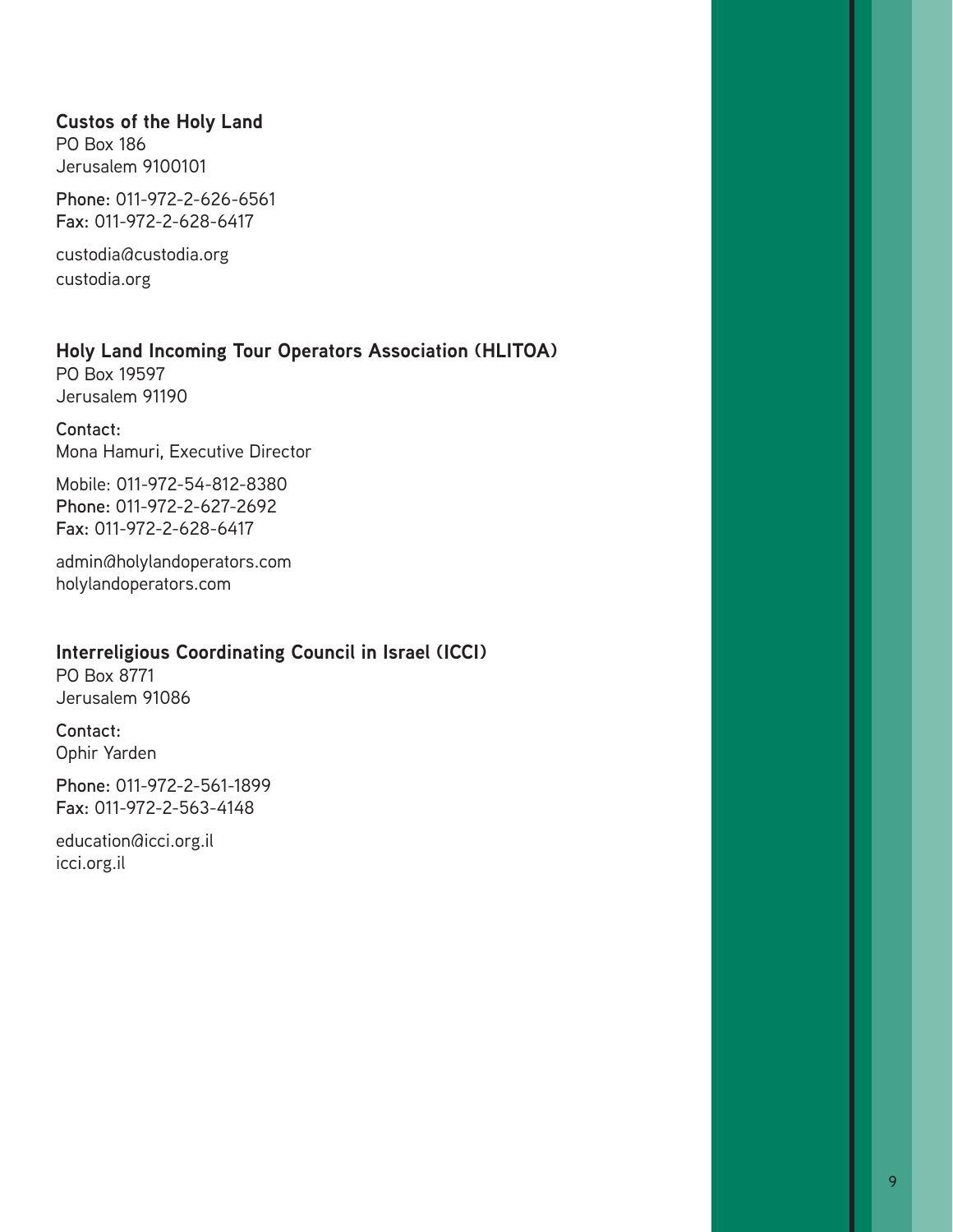**Custos of the Holy Land**
PO Box 186
Jerusalem 9100101

**Phone:** 011-972-2-626-6561
**Fax:** 011-972-2-628-6417

custodia@custodia.org
custodia.org

**Holy Land Incoming Tour Operators Association (HLITOA)**
PO Box 19597
Jerusalem 91190

**Contact:**
Mona Hamuri, Executive Director

Mobile: 011-972-54-812-8380
**Phone:** 011-972-2-627-2692
**Fax:** 011-972-2-628-6417

admin@holylandoperators.com
holylandoperators.com

**Interreligious Coordinating Council in Israel (ICCI)**
PO Box 8771
Jerusalem 91086

**Contact:**
Ophir Yarden

**Phone:** 011-972-2-561-1899
**Fax:** 011-972-2-563-4148

education@icci.org.il
icci.org.il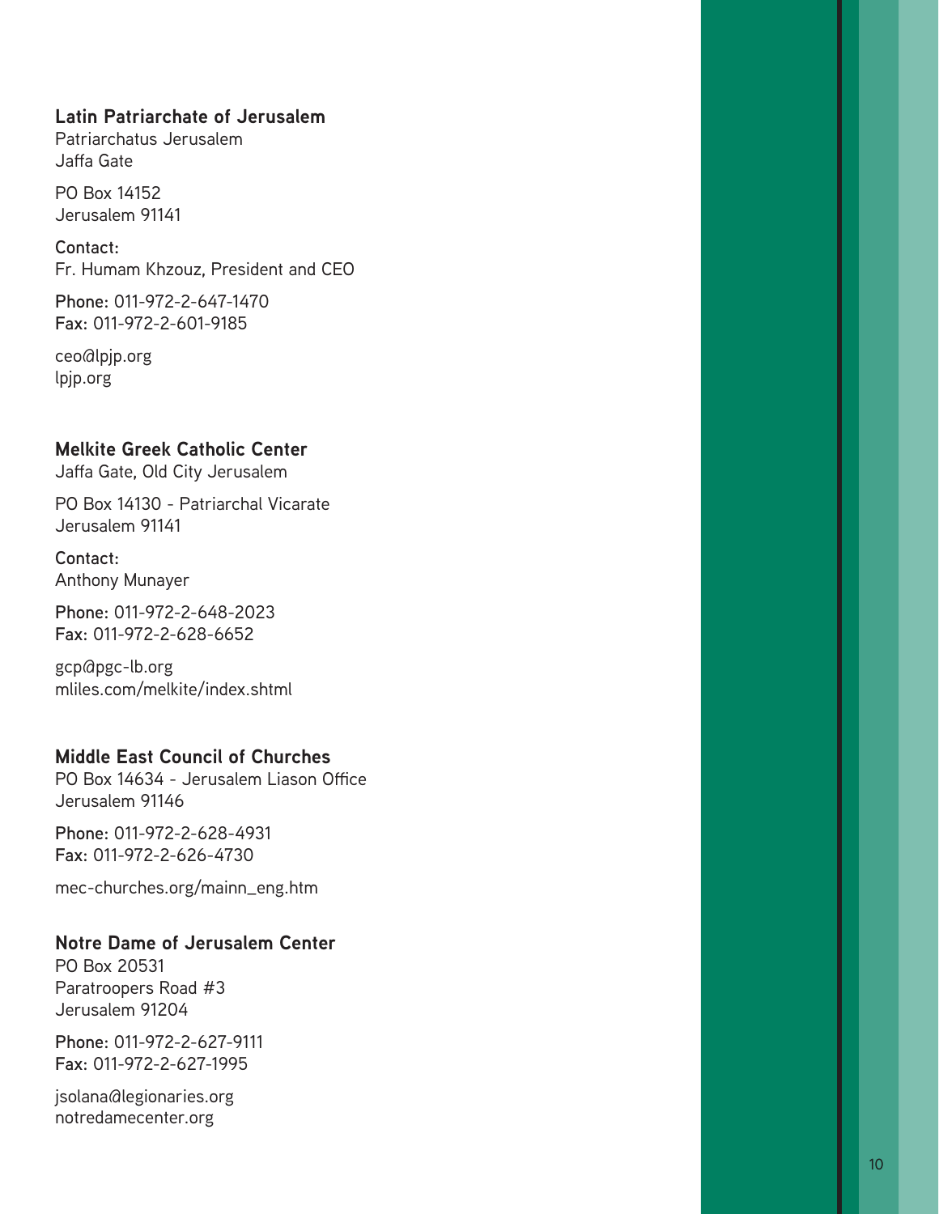### Latin Patriarchate of Jerusalem

Patriarchatus Jerusalem
Jaffa Gate

PO Box 14152
Jerusalem 91141

**Contact:**
Fr. Humam Khzouz, President and CEO

**Phone:** 011-972-2-647-1470
**Fax:** 011-972-2-601-9185

ceo@lpjp.org
lpjp.org

### Melkite Greek Catholic Center

Jaffa Gate, Old City Jerusalem

PO Box 14130 - Patriarchal Vicarate
Jerusalem 91141

**Contact:**
Anthony Munayer

**Phone:** 011-972-2-648-2023
**Fax:** 011-972-2-628-6652

gcp@pgc-lb.org
mliles.com/melkite/index.shtml

### Middle East Council of Churches

PO Box 14634 - Jerusalem Liason Office
Jerusalem 91146

**Phone:** 011-972-2-628-4931
**Fax:** 011-972-2-626-4730

mec-churches.org/mainn_eng.htm

### Notre Dame of Jerusalem Center

PO Box 20531
Paratroopers Road #3
Jerusalem 91204

**Phone:** 011-972-2-627-9111
**Fax:** 011-972-2-627-1995

jsolana@legionaries.org
notredamecenter.org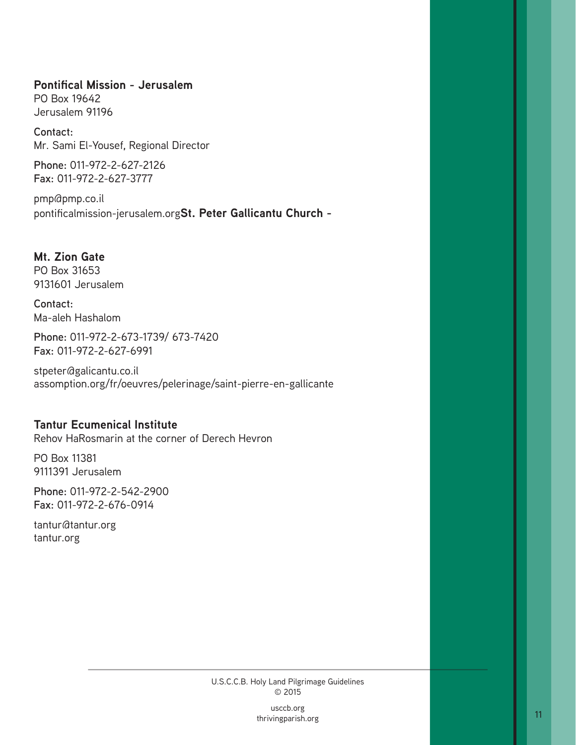**Pontifical Mission - Jerusalem**
PO Box 19642
Jerusalem 91196

**Contact:**
Mr. Sami El-Yousef, Regional Director

**Phone:** 011-972-2-627-2126
**Fax:** 011-972-2-627-3777

pmp@pmp.co.il
pontificalmission-jerusalem.org**St. Peter Gallicantu Church -**

**Mt. Zion Gate**
PO Box 31653
9131601 Jerusalem

**Contact:**
Ma-aleh Hashalom

**Phone:** 011-972-2-673-1739/ 673-7420
**Fax:** 011-972-2-627-6991

stpeter@galicantu.co.il
assomption.org/fr/oeuvres/pelerinage/saint-pierre-en-gallicante

**Tantur Ecumenical Institute**
Rehov HaRosmarin at the corner of Derech Hevron

PO Box 11381
9111391 Jerusalem

**Phone:** 011-972-2-542-2900
**Fax:** 011-972-2-676-0914

tantur@tantur.org
tantur.org